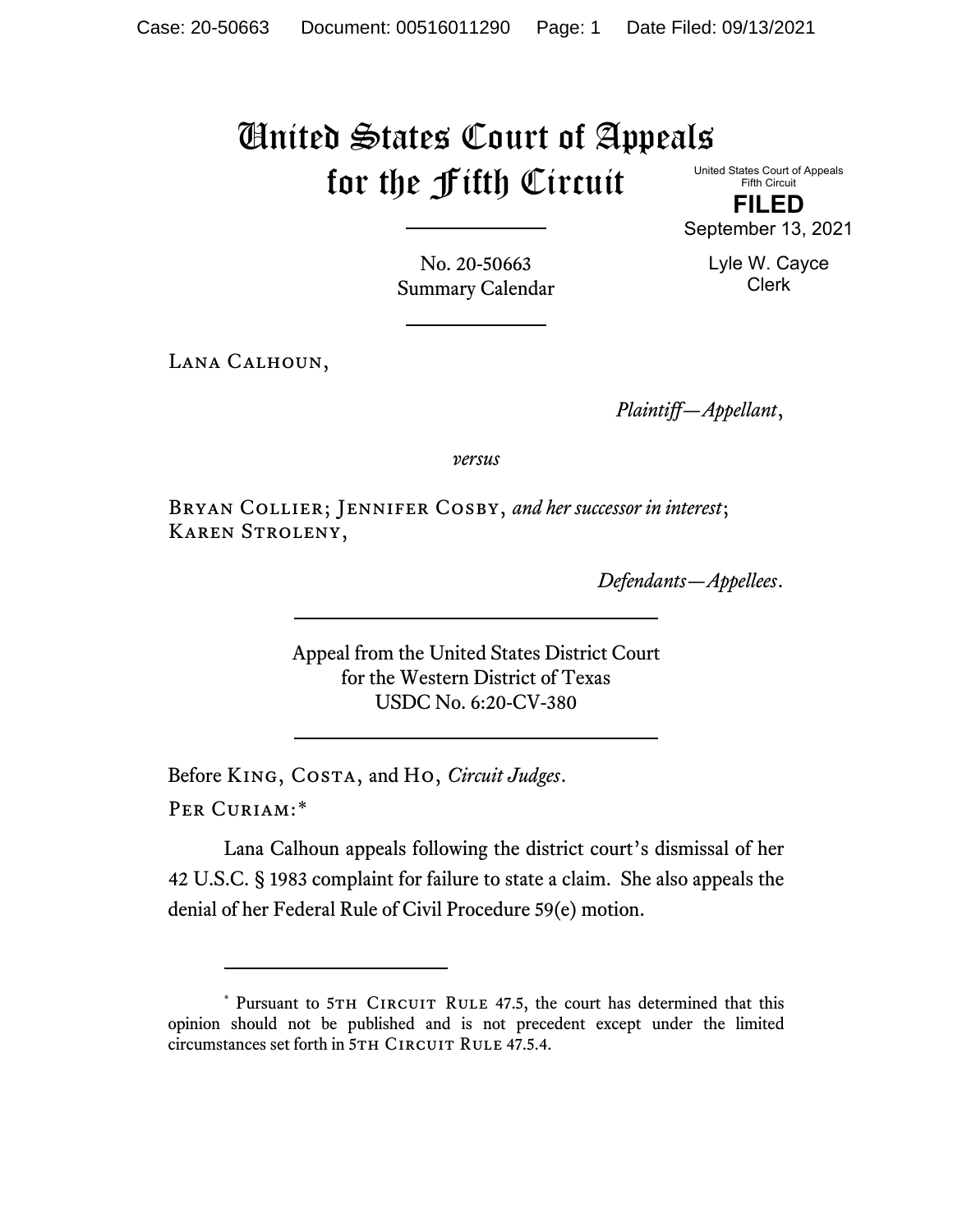# United States Court of Appeals for the Fifth Circuit

United States Court of Appeals
Fifth Circuit

**FILED**

September 13, 2021

Lyle W. Cayce
Clerk

No. 20-50663
Summary Calendar

---

Lana Calhoun,

*Plaintiff—Appellant*,

*versus*

Bryan Collier; Jennifer Cosby, *and her successor in interest*; Karen Stroleny,

*Defendants—Appellees*.

---

Appeal from the United States District Court
for the Western District of Texas
USDC No. 6:20-CV-380

---

Before King, Costa, and Ho, *Circuit Judges*.

Per Curiam:*

Lana Calhoun appeals following the district court's dismissal of her 42 U.S.C. § 1983 complaint for failure to state a claim. She also appeals the denial of her Federal Rule of Civil Procedure 59(e) motion.

---

\* Pursuant to 5th Circuit Rule 47.5, the court has determined that this opinion should not be published and is not precedent except under the limited circumstances set forth in 5th Circuit Rule 47.5.4.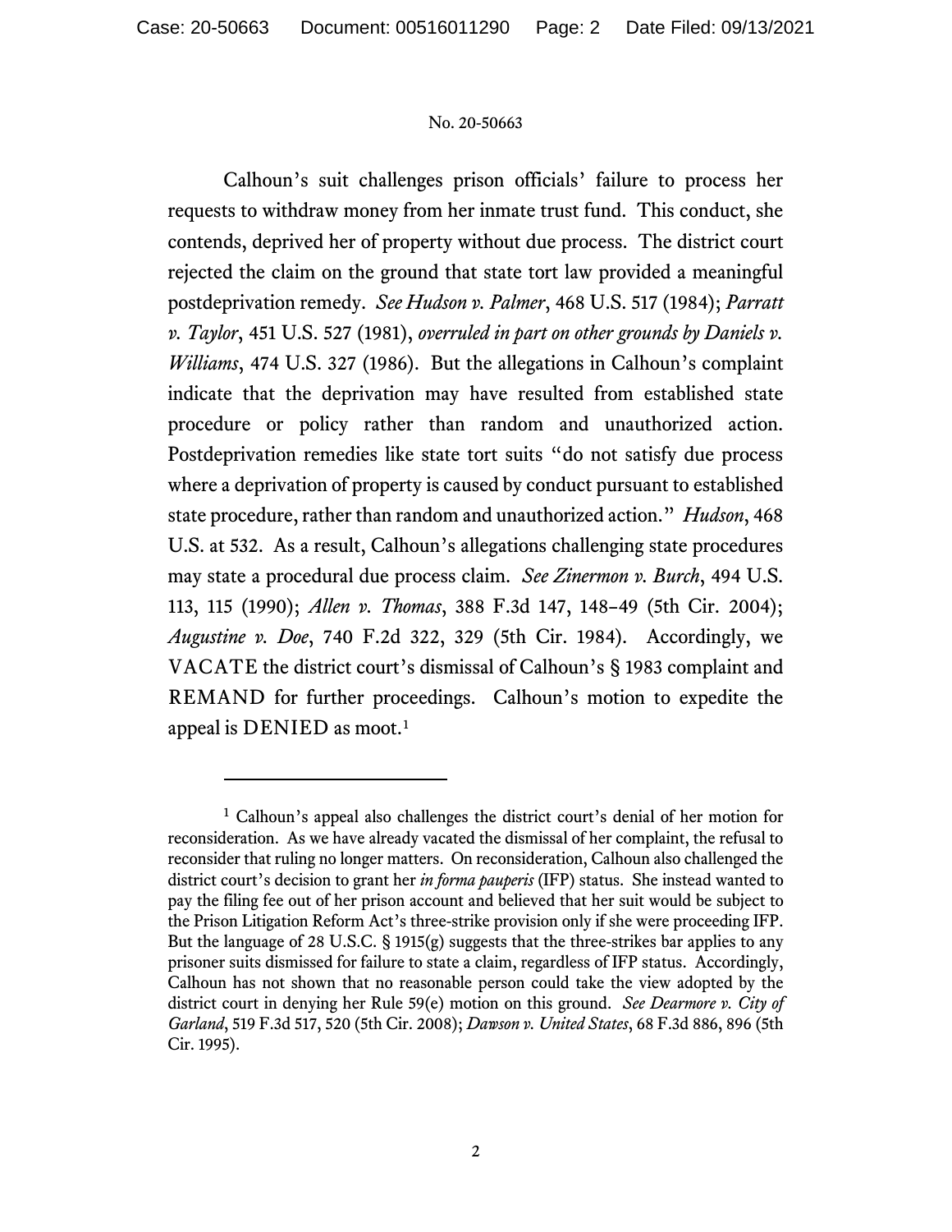No. 20-50663

Calhoun's suit challenges prison officials' failure to process her requests to withdraw money from her inmate trust fund. This conduct, she contends, deprived her of property without due process. The district court rejected the claim on the ground that state tort law provided a meaningful postdeprivation remedy. *See Hudson v. Palmer*, 468 U.S. 517 (1984); *Parratt v. Taylor*, 451 U.S. 527 (1981), *overruled in part on other grounds by Daniels v. Williams*, 474 U.S. 327 (1986). But the allegations in Calhoun's complaint indicate that the deprivation may have resulted from established state procedure or policy rather than random and unauthorized action. Postdeprivation remedies like state tort suits "do not satisfy due process where a deprivation of property is caused by conduct pursuant to established state procedure, rather than random and unauthorized action." *Hudson*, 468 U.S. at 532. As a result, Calhoun's allegations challenging state procedures may state a procedural due process claim. *See Zinermon v. Burch*, 494 U.S. 113, 115 (1990); *Allen v. Thomas*, 388 F.3d 147, 148–49 (5th Cir. 2004); *Augustine v. Doe*, 740 F.2d 322, 329 (5th Cir. 1984). Accordingly, we VACATE the district court's dismissal of Calhoun's § 1983 complaint and REMAND for further proceedings. Calhoun's motion to expedite the appeal is DENIED as moot.[1]

---

[1] Calhoun's appeal also challenges the district court's denial of her motion for reconsideration. As we have already vacated the dismissal of her complaint, the refusal to reconsider that ruling no longer matters. On reconsideration, Calhoun also challenged the district court's decision to grant her *in forma pauperis* (IFP) status. She instead wanted to pay the filing fee out of her prison account and believed that her suit would be subject to the Prison Litigation Reform Act's three-strike provision only if she were proceeding IFP. But the language of 28 U.S.C. § 1915(g) suggests that the three-strikes bar applies to any prisoner suits dismissed for failure to state a claim, regardless of IFP status. Accordingly, Calhoun has not shown that no reasonable person could take the view adopted by the district court in denying her Rule 59(e) motion on this ground. *See Dearmore v. City of Garland*, 519 F.3d 517, 520 (5th Cir. 2008); *Dawson v. United States*, 68 F.3d 886, 896 (5th Cir. 1995).